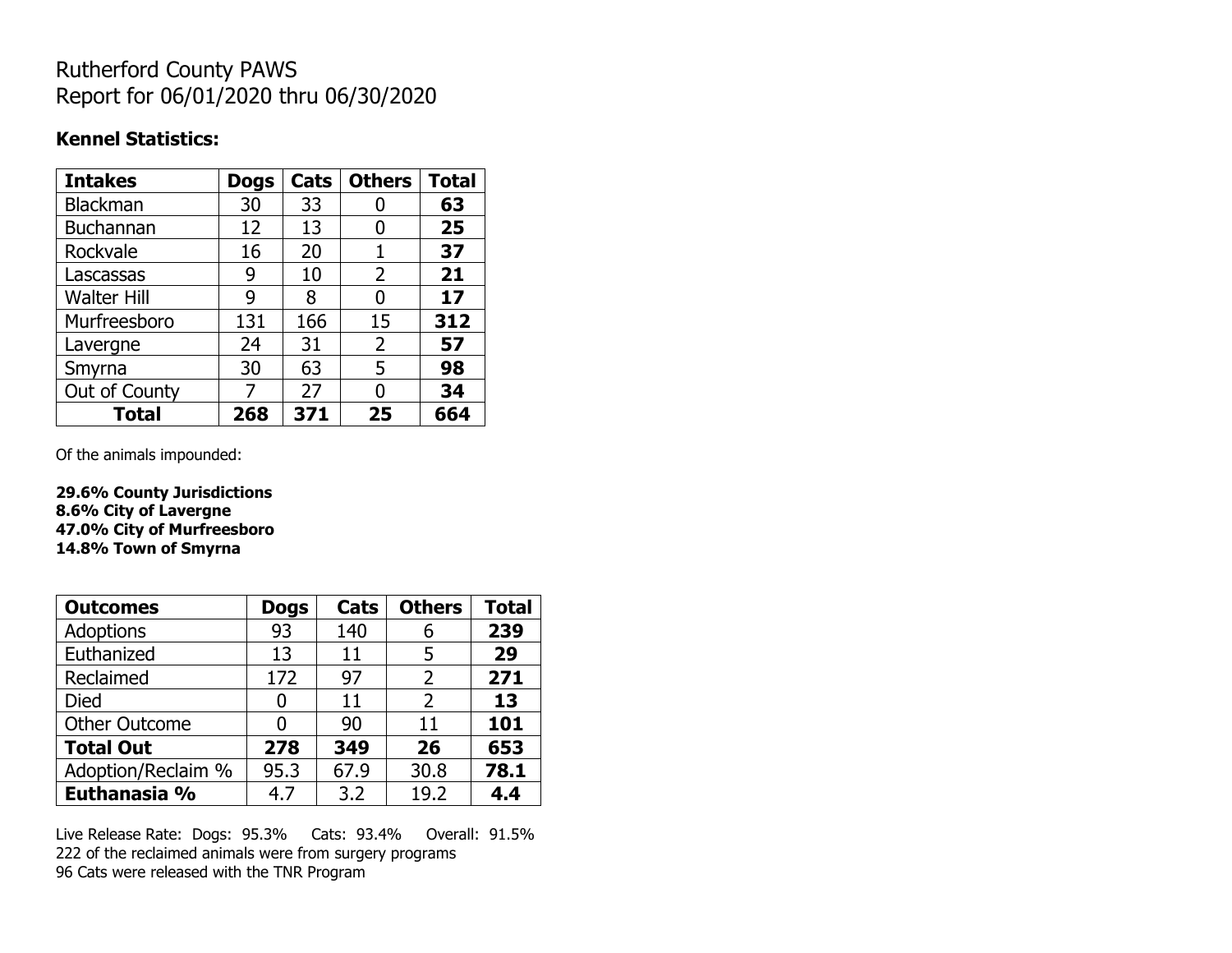# Rutherford County PAWS
# Report for 06/01/2020 thru 06/30/2020

**Kennel Statistics:**

| Intakes | Dogs | Cats | Others | Total |
|---|---|---|---|---|
| Blackman | 30 | 33 | 0 | **63** |
| Buchannan | 12 | 13 | 0 | **25** |
| Rockvale | 16 | 20 | 1 | **37** |
| Lascassas | 9 | 10 | 2 | **21** |
| Walter Hill | 9 | 8 | 0 | **17** |
| Murfreesboro | 131 | 166 | 15 | **312** |
| Lavergne | 24 | 31 | 2 | **57** |
| Smyrna | 30 | 63 | 5 | **98** |
| Out of County | 7 | 27 | 0 | **34** |
| **Total** | **268** | **371** | **25** | **664** |

Of the animals impounded:

**29.6% County Jurisdictions**
**8.6% City of Lavergne**
**47.0% City of Murfreesboro**
**14.8% Town of Smyrna**

| Outcomes | Dogs | Cats | Others | Total |
|---|---|---|---|---|
| Adoptions | 93 | 140 | 6 | **239** |
| Euthanized | 13 | 11 | 5 | **29** |
| Reclaimed | 172 | 97 | 2 | **271** |
| Died | 0 | 11 | 2 | **13** |
| Other Outcome | 0 | 90 | 11 | **101** |
| **Total Out** | **278** | **349** | **26** | **653** |
| Adoption/Reclaim % | 95.3 | 67.9 | 30.8 | **78.1** |
| **Euthanasia %** | 4.7 | 3.2 | 19.2 | **4.4** |

Live Release Rate: Dogs: 95.3% Cats: 93.4% Overall: 91.5%
222 of the reclaimed animals were from surgery programs
96 Cats were released with the TNR Program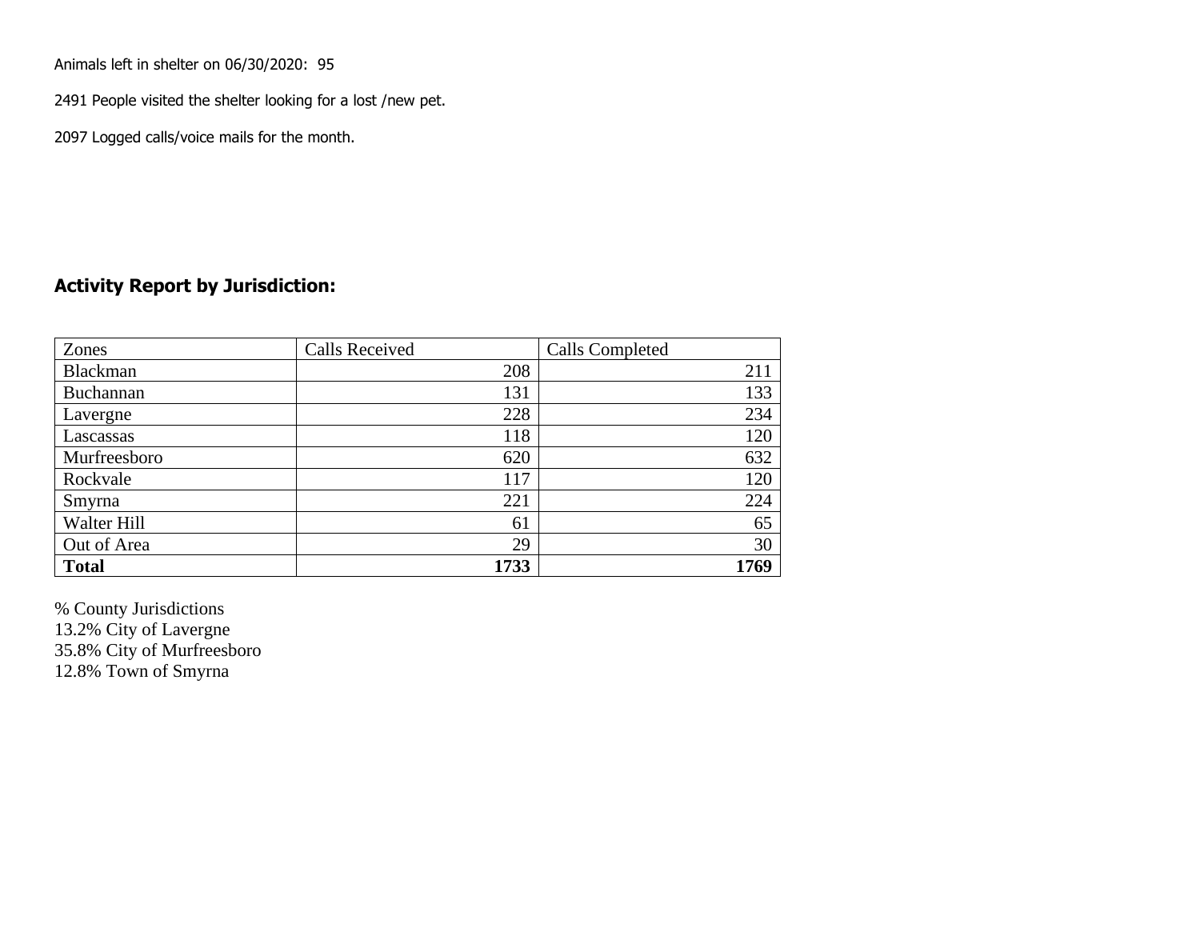Animals left in shelter on 06/30/2020: 95

2491 People visited the shelter looking for a lost /new pet.

2097 Logged calls/voice mails for the month.

## Activity Report by Jurisdiction:

| Zones | Calls Received | Calls Completed |
|---|---|---|
| Blackman | 208 | 211 |
| Buchannan | 131 | 133 |
| Lavergne | 228 | 234 |
| Lascassas | 118 | 120 |
| Murfreesboro | 620 | 632 |
| Rockvale | 117 | 120 |
| Smyrna | 221 | 224 |
| Walter Hill | 61 | 65 |
| Out of Area | 29 | 30 |
| **Total** | **1733** | **1769** |

% County Jurisdictions
13.2% City of Lavergne
35.8% City of Murfreesboro
12.8% Town of Smyrna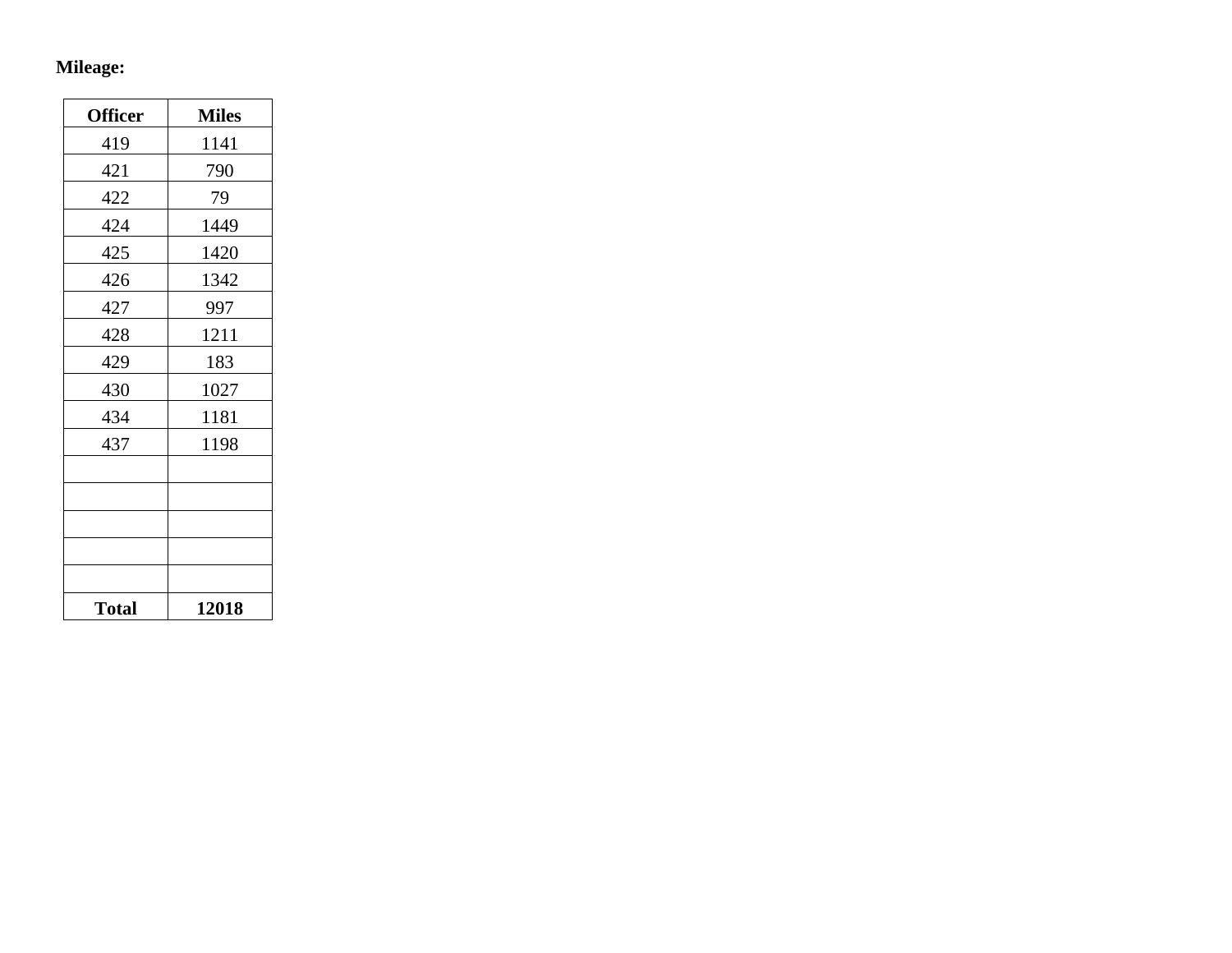**Mileage:**

| Officer | Miles |
| --- | --- |
| 419 | 1141 |
| 421 | 790 |
| 422 | 79 |
| 424 | 1449 |
| 425 | 1420 |
| 426 | 1342 |
| 427 | 997 |
| 428 | 1211 |
| 429 | 183 |
| 430 | 1027 |
| 434 | 1181 |
| 437 | 1198 |
| | |
| | |
| | |
| | |
| | |
| **Total** | **12018** |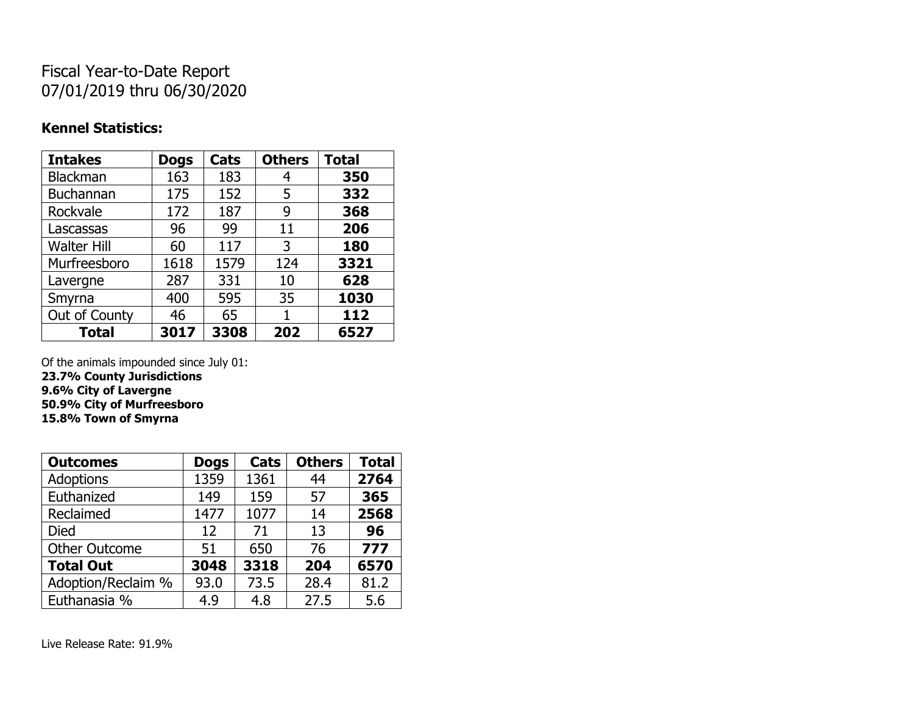# Fiscal Year-to-Date Report
# 07/01/2019 thru 06/30/2020

**Kennel Statistics:**

| Intakes | Dogs | Cats | Others | Total |
| --- | --- | --- | --- | --- |
| Blackman | 163 | 183 | 4 | **350** |
| Buchannan | 175 | 152 | 5 | **332** |
| Rockvale | 172 | 187 | 9 | **368** |
| Lascassas | 96 | 99 | 11 | **206** |
| Walter Hill | 60 | 117 | 3 | **180** |
| Murfreesboro | 1618 | 1579 | 124 | **3321** |
| Lavergne | 287 | 331 | 10 | **628** |
| Smyrna | 400 | 595 | 35 | **1030** |
| Out of County | 46 | 65 | 1 | **112** |
| **Total** | **3017** | **3308** | **202** | **6527** |

Of the animals impounded since July 01:
**23.7% County Jurisdictions**
**9.6% City of Lavergne**
**50.9% City of Murfreesboro**
**15.8% Town of Smyrna**

| Outcomes | Dogs | Cats | Others | Total |
| --- | --- | --- | --- | --- |
| Adoptions | 1359 | 1361 | 44 | **2764** |
| Euthanized | 149 | 159 | 57 | **365** |
| Reclaimed | 1477 | 1077 | 14 | **2568** |
| Died | 12 | 71 | 13 | **96** |
| Other Outcome | 51 | 650 | 76 | **777** |
| **Total Out** | **3048** | **3318** | **204** | **6570** |
| Adoption/Reclaim % | 93.0 | 73.5 | 28.4 | 81.2 |
| Euthanasia % | 4.9 | 4.8 | 27.5 | 5.6 |

Live Release Rate: 91.9%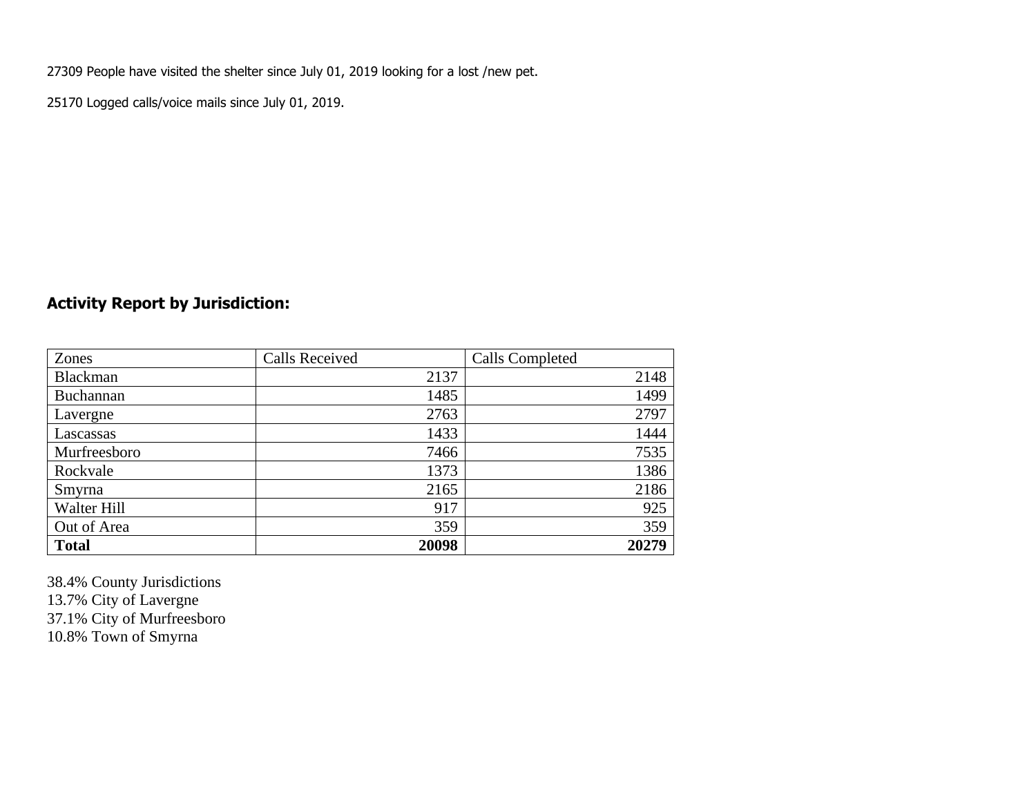27309 People have visited the shelter since July 01, 2019 looking for a lost /new pet.

25170 Logged calls/voice mails since July 01, 2019.

## Activity Report by Jurisdiction:

| Zones | Calls Received | Calls Completed |
|---|---|---|
| Blackman | 2137 | 2148 |
| Buchannan | 1485 | 1499 |
| Lavergne | 2763 | 2797 |
| Lascassas | 1433 | 1444 |
| Murfreesboro | 7466 | 7535 |
| Rockvale | 1373 | 1386 |
| Smyrna | 2165 | 2186 |
| Walter Hill | 917 | 925 |
| Out of Area | 359 | 359 |
| **Total** | **20098** | **20279** |

38.4% County Jurisdictions
13.7% City of Lavergne
37.1% City of Murfreesboro
10.8% Town of Smyrna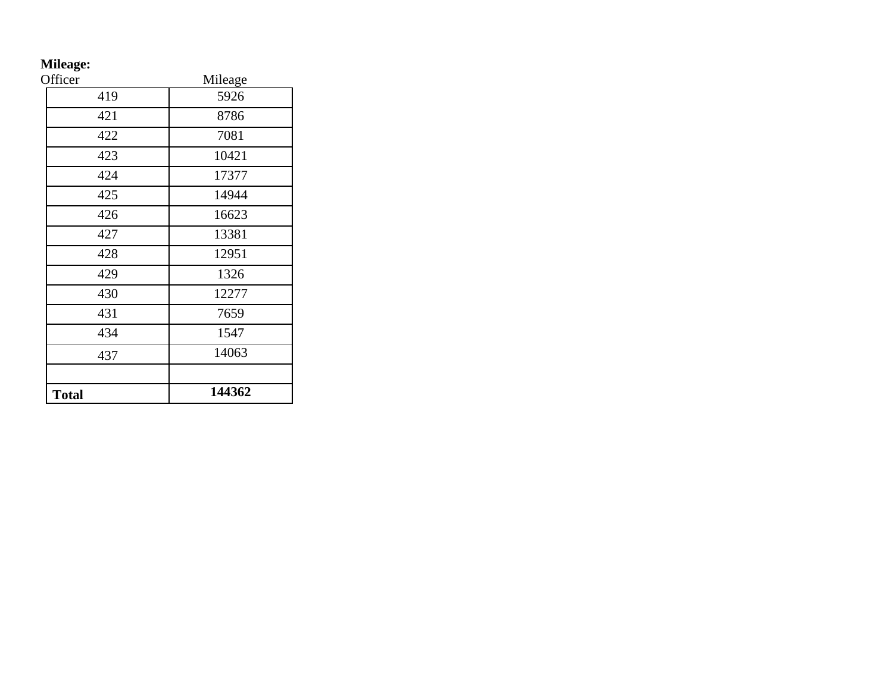**Mileage:**

| Officer | Mileage |
|---|---|
| 419 | 5926 |
| 421 | 8786 |
| 422 | 7081 |
| 423 | 10421 |
| 424 | 17377 |
| 425 | 14944 |
| 426 | 16623 |
| 427 | 13381 |
| 428 | 12951 |
| 429 | 1326 |
| 430 | 12277 |
| 431 | 7659 |
| 434 | 1547 |
| 437 | 14063 |
| | |
| **Total** | **144362** |